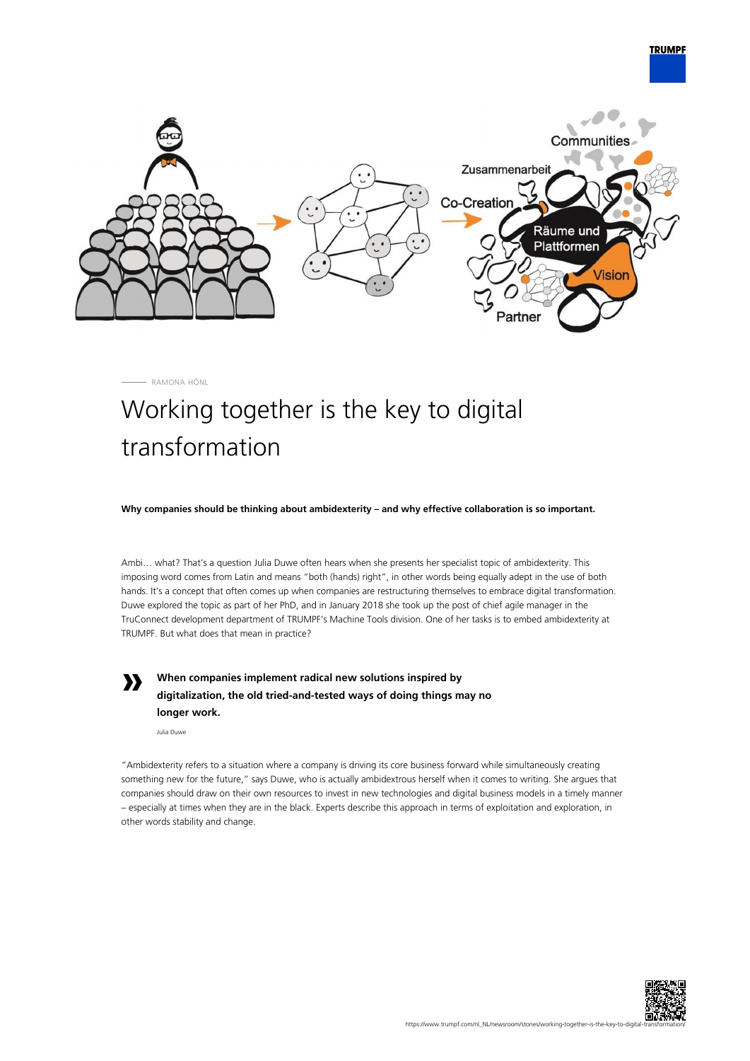RAMONA HÖNL

# Working together is the key to digital transformation

**Why companies should be thinking about ambidexterity – and why effective collaboration is so important.**

Ambi… what? That's a question Julia Duwe often hears when she presents her specialist topic of ambidexterity. This imposing word comes from Latin and means "both (hands) right", in other words being equally adept in the use of both hands. It's a concept that often comes up when companies are restructuring themselves to embrace digital transformation. Duwe explored the topic as part of her PhD, and in January 2018 she took up the post of chief agile manager in the TruConnect development department of TRUMPF's Machine Tools division. One of her tasks is to embed ambidexterity at TRUMPF. But what does that mean in practice?

> **When companies implement radical new solutions inspired by digitalization, the old tried-and-tested ways of doing things may no longer work.**
>
> Julia Duwe

"Ambidexterity refers to a situation where a company is driving its core business forward while simultaneously creating something new for the future," says Duwe, who is actually ambidextrous herself when it comes to writing. She argues that companies should draw on their own resources to invest in new technologies and digital business models in a timely manner – especially at times when they are in the black. Experts describe this approach in terms of exploitation and exploration, in other words stability and change.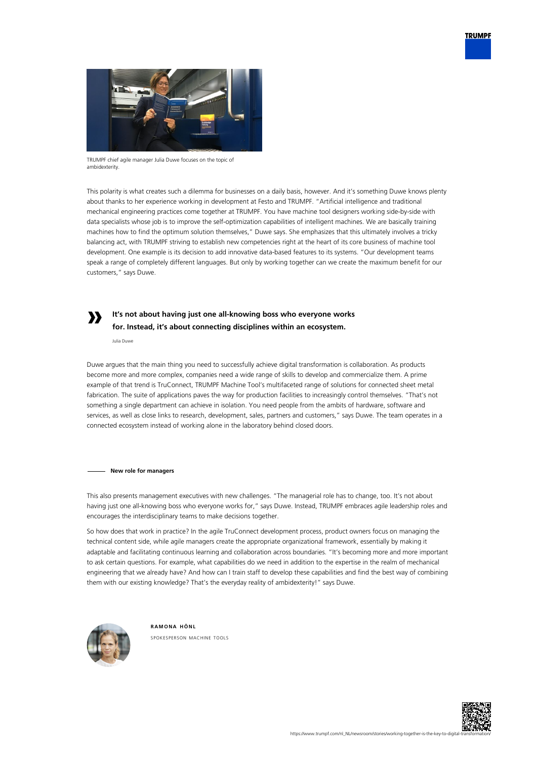TRUMPF chief agile manager Julia Duwe focuses on the topic of ambidexterity.

This polarity is what creates such a dilemma for businesses on a daily basis, however. And it's something Duwe knows plenty about thanks to her experience working in development at Festo and TRUMPF. "Artificial intelligence and traditional mechanical engineering practices come together at TRUMPF. You have machine tool designers working side-by-side with data specialists whose job is to improve the self-optimization capabilities of intelligent machines. We are basically training machines how to find the optimum solution themselves," Duwe says. She emphasizes that this ultimately involves a tricky balancing act, with TRUMPF striving to establish new competencies right at the heart of its core business of machine tool development. One example is its decision to add innovative data-based features to its systems. "Our development teams speak a range of completely different languages. But only by working together can we create the maximum benefit for our customers," says Duwe.

> **It's not about having just one all-knowing boss who everyone works for. Instead, it's about connecting disciplines within an ecosystem.**
>
> Julia Duwe

Duwe argues that the main thing you need to successfully achieve digital transformation is collaboration. As products become more and more complex, companies need a wide range of skills to develop and commercialize them. A prime example of that trend is TruConnect, TRUMPF Machine Tool's multifaceted range of solutions for connected sheet metal fabrication. The suite of applications paves the way for production facilities to increasingly control themselves. "That's not something a single department can achieve in isolation. You need people from the ambits of hardware, software and services, as well as close links to research, development, sales, partners and customers," says Duwe. The team operates in a connected ecosystem instead of working alone in the laboratory behind closed doors.

## New role for managers

This also presents management executives with new challenges. "The managerial role has to change, too. It's not about having just one all-knowing boss who everyone works for," says Duwe. Instead, TRUMPF embraces agile leadership roles and encourages the interdisciplinary teams to make decisions together.

So how does that work in practice? In the agile TruConnect development process, product owners focus on managing the technical content side, while agile managers create the appropriate organizational framework, essentially by making it adaptable and facilitating continuous learning and collaboration across boundaries. "It's becoming more and more important to ask certain questions. For example, what capabilities do we need in addition to the expertise in the realm of mechanical engineering that we already have? And how can I train staff to develop these capabilities and find the best way of combining them with our existing knowledge? That's the everyday reality of ambidexterity!" says Duwe.

**RAMONA HÖNL**

SPOKESPERSON MACHINE TOOLS

https://www.trumpf.com/nl_NL/newsroom/stories/working-together-is-the-key-to-digital-transformation/